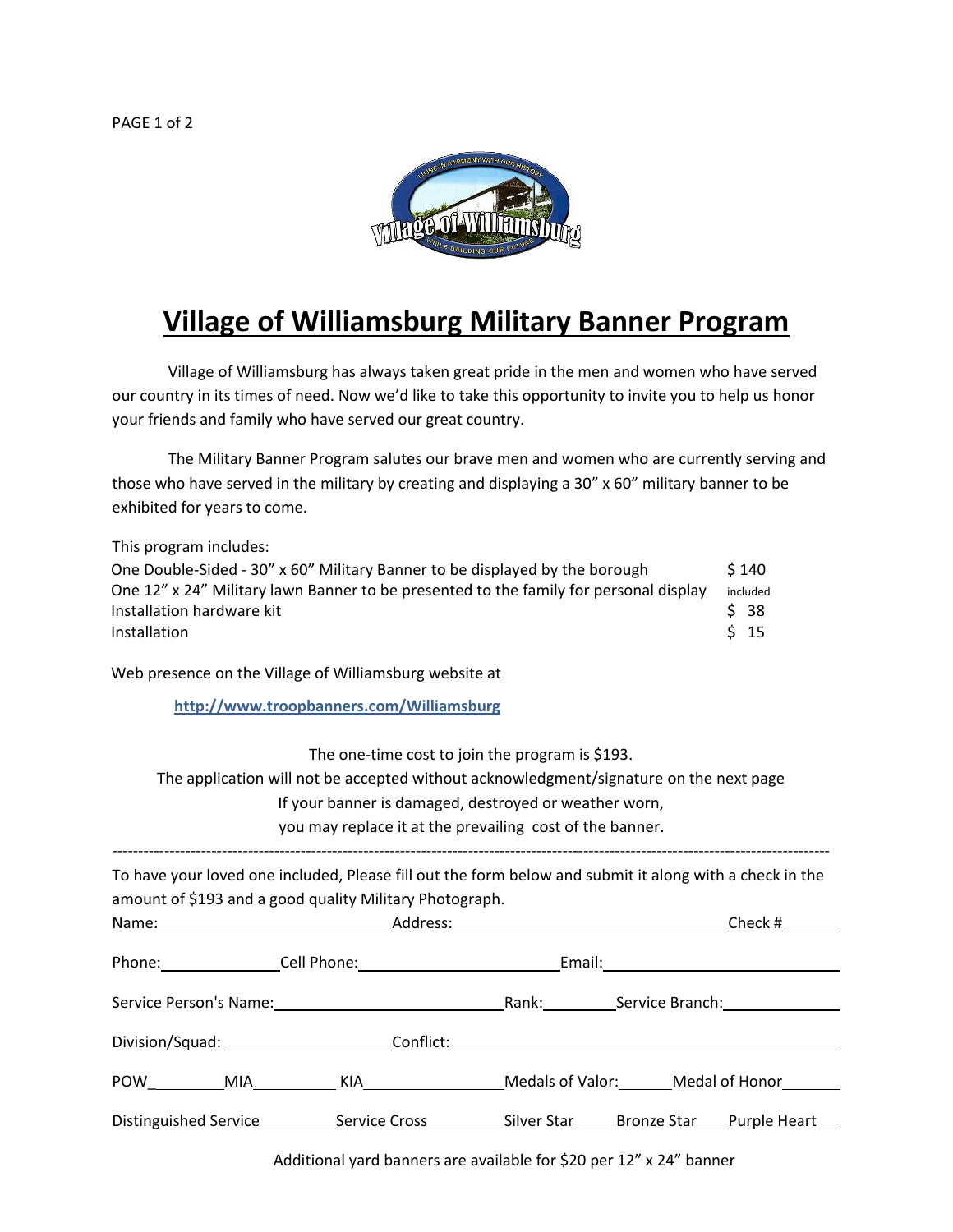# Village of Williamsburg Military Banner Program

Village of Williamsburg has always taken great pride in the men and women who have served our country in its times of need. Now we'd like to take this opportunity to invite you to help us honor your friends and family who have served our great country.

The Military Banner Program salutes our brave men and women who are currently serving and those who have served in the military by creating and displaying a 30" x 60" military banner to be exhibited for years to come.

This program includes:

| | |
|---|---|
| One Double-Sided - 30" x 60" Military Banner to be displayed by the borough | $ 140 |
| One 12" x 24" Military lawn Banner to be presented to the family for personal display | included |
| Installation hardware kit | $ 38 |
| Installation | $ 15 |

Web presence on the Village of Williamsburg website at

[http://www.troopbanners.com/Williamsburg](http://www.troopbanners.com/Williamsburg)

The one-time cost to join the program is $193.
The application will not be accepted without acknowledgment/signature on the next page
If your banner is damaged, destroyed or weather worn,
you may replace it at the prevailing cost of the banner.

---

To have your loved one included, Please fill out the form below and submit it along with a check in the amount of $193 and a good quality Military Photograph.

Name:\_\_\_\_\_\_\_\_\_\_\_\_\_\_\_\_\_\_\_\_ Address:\_\_\_\_\_\_\_\_\_\_\_\_\_\_\_\_\_\_\_\_ Check # \_\_\_\_\_\_

Phone:\_\_\_\_\_\_\_\_\_\_ Cell Phone:\_\_\_\_\_\_\_\_\_\_\_\_\_\_\_\_ Email:\_\_\_\_\_\_\_\_\_\_\_\_\_\_\_\_\_\_\_\_

Service Person's Name:\_\_\_\_\_\_\_\_\_\_\_\_\_\_\_\_\_\_\_\_ Rank:\_\_\_\_\_\_ Service Branch:\_\_\_\_\_\_\_\_\_\_

Division/Squad: \_\_\_\_\_\_\_\_\_\_\_\_\_\_ Conflict:\_\_\_\_\_\_\_\_\_\_\_\_\_\_\_\_\_\_\_\_\_\_\_\_\_\_\_\_\_\_

POW\_\_\_\_\_\_ MIA\_\_\_\_\_\_ KIA\_\_\_\_\_\_\_\_\_\_ Medals of Valor:\_\_\_\_ Medal of Honor\_\_\_\_\_

Distinguished Service\_\_\_\_\_\_ Service Cross\_\_\_\_\_\_ Silver Star\_\_\_ Bronze Star\_\_\_ Purple Heart\_\_

Additional yard banners are available for $20 per 12" x 24" banner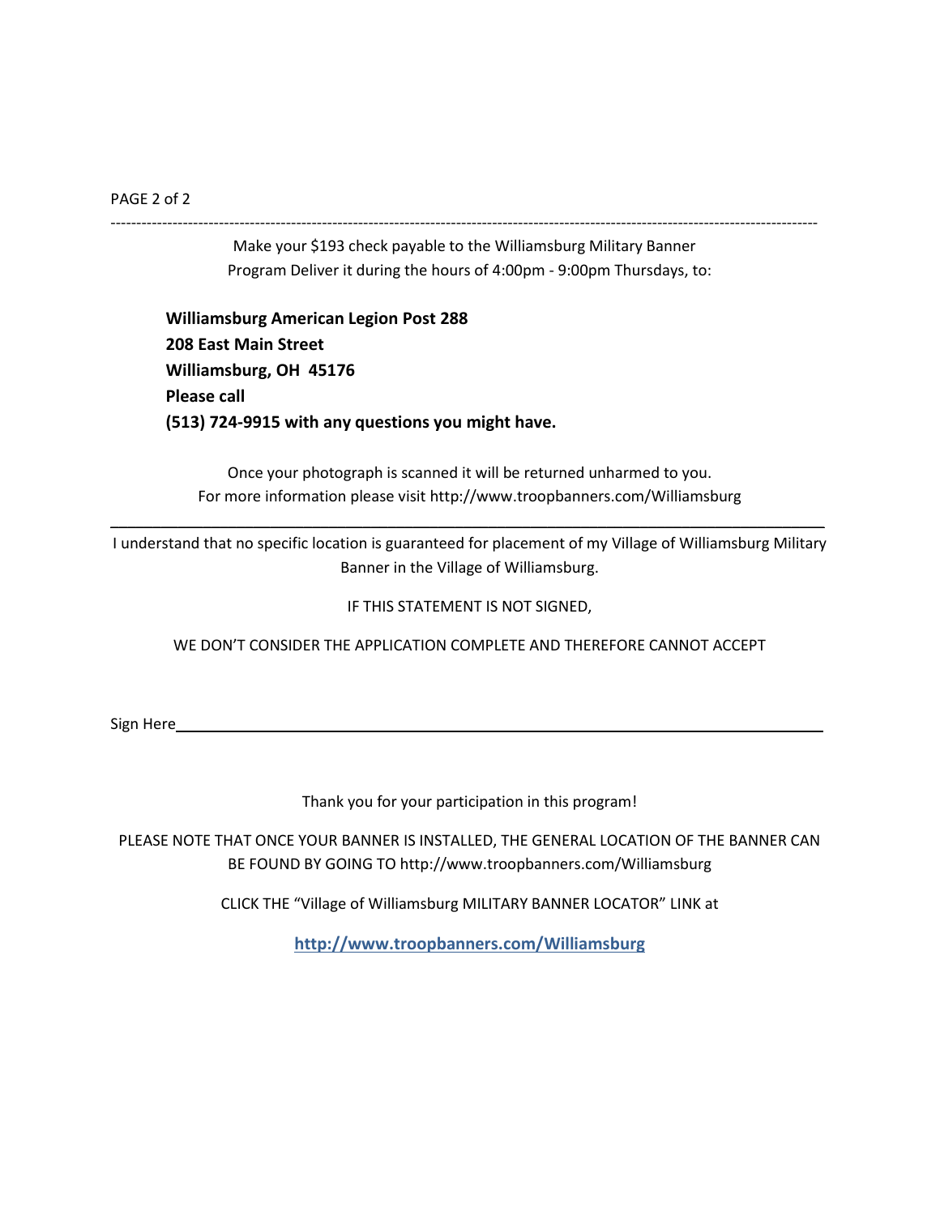Make your $193 check payable to the Williamsburg Military Banner Program Deliver it during the hours of 4:00pm - 9:00pm Thursdays, to:

**Williamsburg American Legion Post 288**
**208 East Main Street**
**Williamsburg, OH 45176**
**Please call**
**(513) 724-9915 with any questions you might have.**

Once your photograph is scanned it will be returned unharmed to you.
For more information please visit http://www.troopbanners.com/Williamsburg

---

I understand that no specific location is guaranteed for placement of my Village of Williamsburg Military Banner in the Village of Williamsburg.

IF THIS STATEMENT IS NOT SIGNED,

WE DON'T CONSIDER THE APPLICATION COMPLETE AND THEREFORE CANNOT ACCEPT

Sign Here\_\_\_\_\_\_\_\_\_\_\_\_\_\_\_\_\_\_\_\_\_\_\_\_\_\_\_\_\_\_\_\_\_\_\_\_\_\_\_\_\_\_\_\_\_\_\_\_\_\_\_\_\_\_\_\_

Thank you for your participation in this program!

PLEASE NOTE THAT ONCE YOUR BANNER IS INSTALLED, THE GENERAL LOCATION OF THE BANNER CAN BE FOUND BY GOING TO http://www.troopbanners.com/Williamsburg

CLICK THE "Village of Williamsburg MILITARY BANNER LOCATOR" LINK at

**http://www.troopbanners.com/Williamsburg**